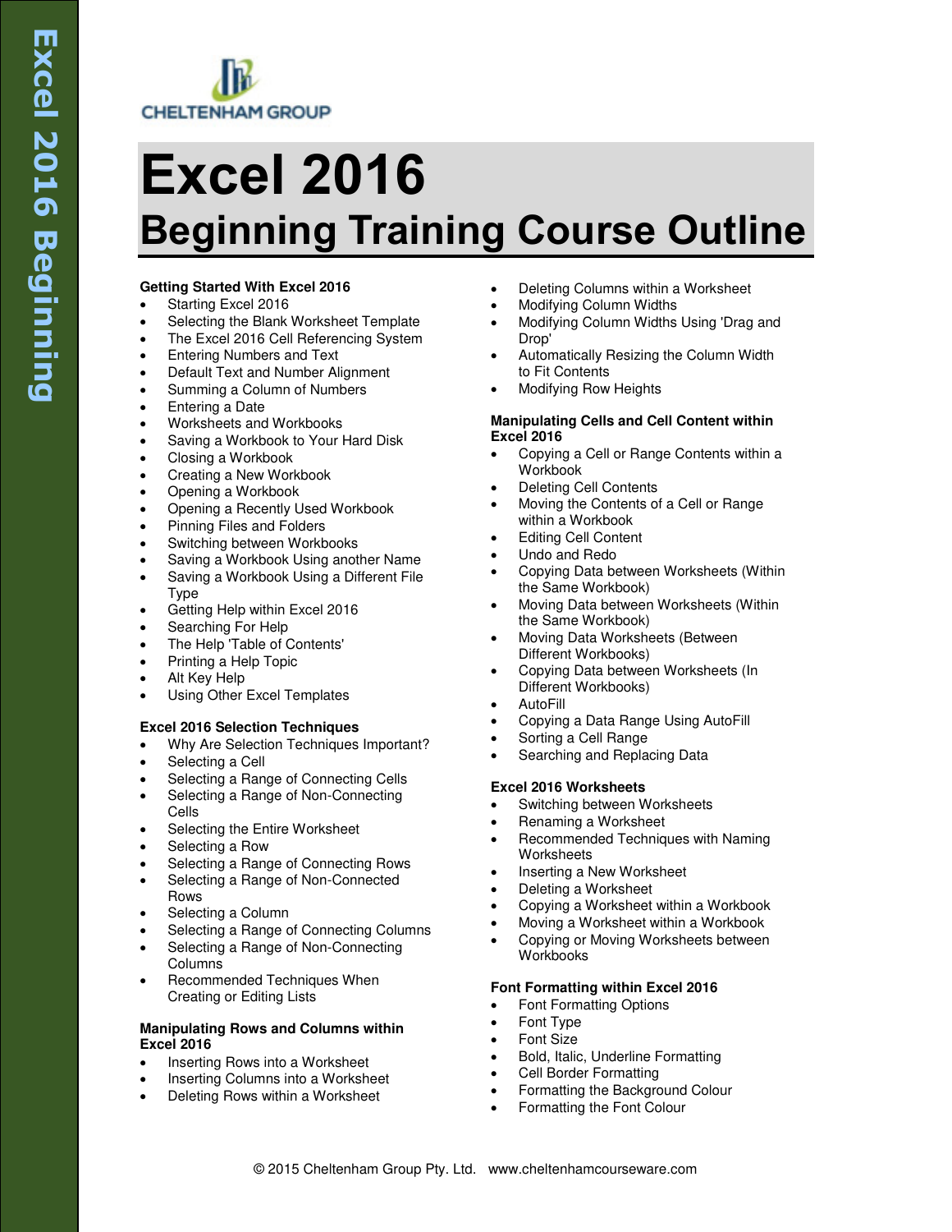CHELTENHAM GROUP

# Excel 2016

## Beginning Training Course Outline

**Getting Started With Excel 2016**

- Starting Excel 2016
- Selecting the Blank Worksheet Template
- The Excel 2016 Cell Referencing System
- Entering Numbers and Text
- Default Text and Number Alignment
- Summing a Column of Numbers
- Entering a Date
- Worksheets and Workbooks
- Saving a Workbook to Your Hard Disk
- Closing a Workbook
- Creating a New Workbook
- Opening a Workbook
- Opening a Recently Used Workbook
- Pinning Files and Folders
- Switching between Workbooks
- Saving a Workbook Using another Name
- Saving a Workbook Using a Different File Type
- Getting Help within Excel 2016
- Searching For Help
- The Help 'Table of Contents'
- Printing a Help Topic
- Alt Key Help
- Using Other Excel Templates

**Excel 2016 Selection Techniques**

- Why Are Selection Techniques Important?
- Selecting a Cell
- Selecting a Range of Connecting Cells
- Selecting a Range of Non-Connecting Cells
- Selecting the Entire Worksheet
- Selecting a Row
- Selecting a Range of Connecting Rows
- Selecting a Range of Non-Connected Rows
- Selecting a Column
- Selecting a Range of Connecting Columns
- Selecting a Range of Non-Connecting Columns
- Recommended Techniques When Creating or Editing Lists

**Manipulating Rows and Columns within Excel 2016**

- Inserting Rows into a Worksheet
- Inserting Columns into a Worksheet
- Deleting Rows within a Worksheet
- Deleting Columns within a Worksheet
- Modifying Column Widths
- Modifying Column Widths Using 'Drag and Drop'
- Automatically Resizing the Column Width to Fit Contents
- Modifying Row Heights

**Manipulating Cells and Cell Content within Excel 2016**

- Copying a Cell or Range Contents within a Workbook
- Deleting Cell Contents
- Moving the Contents of a Cell or Range within a Workbook
- Editing Cell Content
- Undo and Redo
- Copying Data between Worksheets (Within the Same Workbook)
- Moving Data between Worksheets (Within the Same Workbook)
- Moving Data Worksheets (Between Different Workbooks)
- Copying Data between Worksheets (In Different Workbooks)
- AutoFill
- Copying a Data Range Using AutoFill
- Sorting a Cell Range
- Searching and Replacing Data

**Excel 2016 Worksheets**

- Switching between Worksheets
- Renaming a Worksheet
- Recommended Techniques with Naming Worksheets
- Inserting a New Worksheet
- Deleting a Worksheet
- Copying a Worksheet within a Workbook
- Moving a Worksheet within a Workbook
- Copying or Moving Worksheets between Workbooks

**Font Formatting within Excel 2016**

- Font Formatting Options
- Font Type
- Font Size
- Bold, Italic, Underline Formatting
- Cell Border Formatting
- Formatting the Background Colour
- Formatting the Font Colour

© 2015 Cheltenham Group Pty. Ltd. www.cheltenhamcourseware.com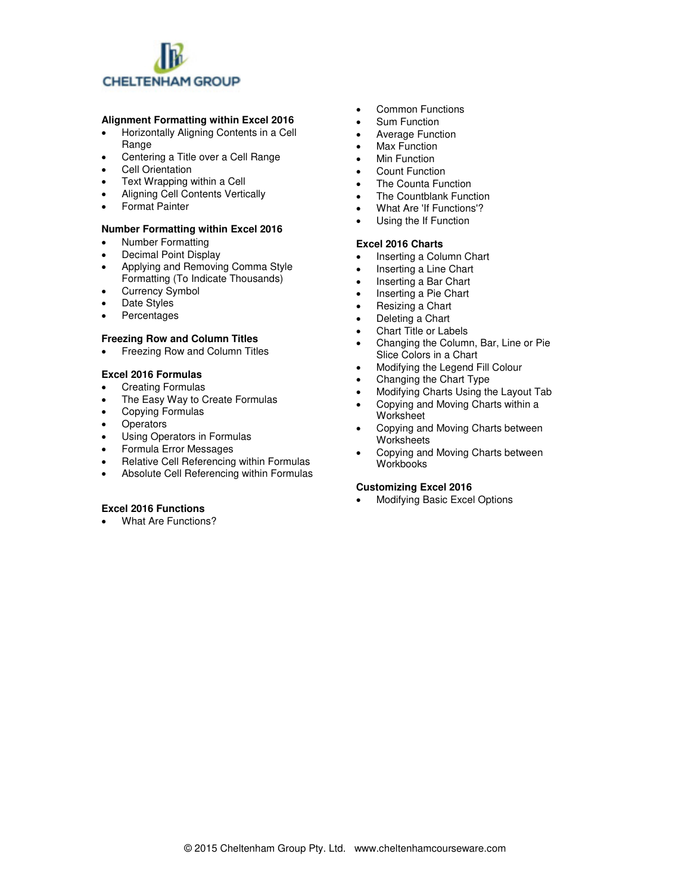### Alignment Formatting within Excel 2016

- Horizontally Aligning Contents in a Cell Range
- Centering a Title over a Cell Range
- Cell Orientation
- Text Wrapping within a Cell
- Aligning Cell Contents Vertically
- Format Painter

### Number Formatting within Excel 2016

- Number Formatting
- Decimal Point Display
- Applying and Removing Comma Style Formatting (To Indicate Thousands)
- Currency Symbol
- Date Styles
- Percentages

### Freezing Row and Column Titles

- Freezing Row and Column Titles

### Excel 2016 Formulas

- Creating Formulas
- The Easy Way to Create Formulas
- Copying Formulas
- Operators
- Using Operators in Formulas
- Formula Error Messages
- Relative Cell Referencing within Formulas
- Absolute Cell Referencing within Formulas

### Excel 2016 Functions

- What Are Functions?
- Common Functions
- Sum Function
- Average Function
- Max Function
- Min Function
- Count Function
- The Counta Function
- The Countblank Function
- What Are 'If Functions'?
- Using the If Function

### Excel 2016 Charts

- Inserting a Column Chart
- Inserting a Line Chart
- Inserting a Bar Chart
- Inserting a Pie Chart
- Resizing a Chart
- Deleting a Chart
- Chart Title or Labels
- Changing the Column, Bar, Line or Pie Slice Colors in a Chart
- Modifying the Legend Fill Colour
- Changing the Chart Type
- Modifying Charts Using the Layout Tab
- Copying and Moving Charts within a Worksheet
- Copying and Moving Charts between Worksheets
- Copying and Moving Charts between Workbooks

### Customizing Excel 2016

- Modifying Basic Excel Options